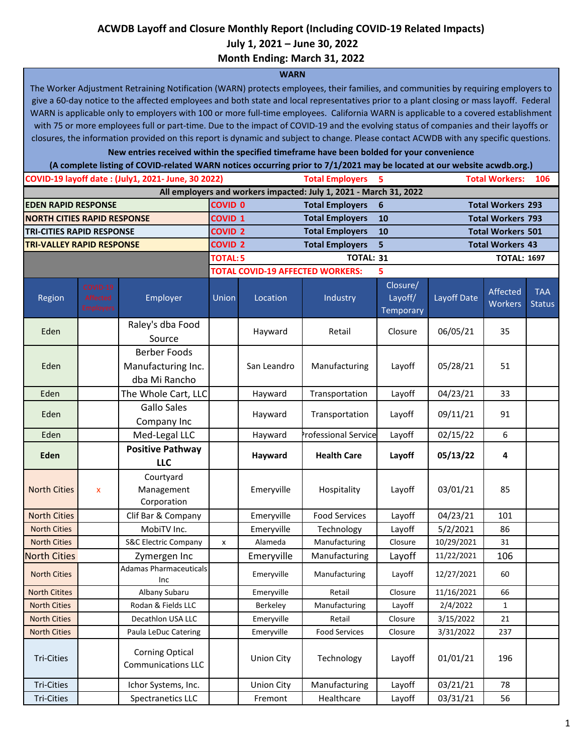# ACWDB Layoff and Closure Monthly Report (Including COVID-19 Related Impacts)
## July 1, 2021 – June 30, 2022
## Month Ending: March 31, 2022

**WARN**

The Worker Adjustment Retraining Notification (WARN) protects employees, their families, and communities by requiring employers to give a 60-day notice to the affected employees and both state and local representatives prior to a plant closing or mass layoff. Federal WARN is applicable only to employers with 100 or more full-time employees. California WARN is applicable to a covered establishment with 75 or more employees full or part-time. Due to the impact of COVID-19 and the evolving status of companies and their layoffs or closures, the information provided on this report is dynamic and subject to change. Please contact ACWDB with any specific questions.

**New entries received within the specified timeframe have been bolded for your convenience**

**(A complete listing of COVID-related WARN notices occurring prior to 7/1/2021 may be located at our website acwdb.org.)**

| COVID-19 layoff date : (July1, 2021- June, 30 2022) | | Total Employers | 5 | Total Workers: | 106 |
|---|---|---|---|---|---|
| **All employers and workers impacted: July 1, 2021 - March 31, 2022** | | | | | |
| EDEN RAPID RESPONSE | COVID 0 | Total Employers | 6 | Total Workers | 293 |
| NORTH CITIES RAPID RESPONSE | COVID 1 | Total Employers | 10 | Total Workers | 793 |
| TRI-CITIES RAPID RESPONSE | COVID 2 | Total Employers | 10 | Total Workers | 501 |
| TRI-VALLEY RAPID RESPONSE | COVID 2 | Total Employers | 5 | Total Workers | 43 |
| | TOTAL: 5 | TOTAL: | 31 | TOTAL: | 1697 |
| | TOTAL COVID-19 AFFECTED WORKERS: | | 5 | | |

| Region | COVID-19 Affected Employers | Employer | Union | Location | Industry | Closure/ Layoff/ Temporary | Layoff Date | Affected Workers | TAA Status |
|---|---|---|---|---|---|---|---|---|---|
| Eden | | Raley's dba Food Source | | Hayward | Retail | Closure | 06/05/21 | 35 | |
| Eden | | Berber Foods Manufacturing Inc. dba Mi Rancho | | San Leandro | Manufacturing | Layoff | 05/28/21 | 51 | |
| Eden | | The Whole Cart, LLC | | Hayward | Transportation | Layoff | 04/23/21 | 33 | |
| Eden | | Gallo Sales Company Inc | | Hayward | Transportation | Layoff | 09/11/21 | 91 | |
| Eden | | Med-Legal LLC | | Hayward | Professional Service | Layoff | 02/15/22 | 6 | |
| **Eden** | | **Positive Pathway LLC** | | **Hayward** | **Health Care** | **Layoff** | **05/13/22** | **4** | |
| North Cities | x | Courtyard Management Corporation | | Emeryville | Hospitality | Layoff | 03/01/21 | 85 | |
| North Cities | | Clif Bar & Company | | Emeryville | Food Services | Layoff | 04/23/21 | 101 | |
| North Cities | | MobiTV Inc. | | Emeryville | Technology | Layoff | 5/2/2021 | 86 | |
| North Cities | | S&C Electric Company | x | Alameda | Manufacturing | Closure | 10/29/2021 | 31 | |
| North Cities | | Zymergen Inc | | Emeryville | Manufacturing | Layoff | 11/22/2021 | 106 | |
| North Cities | | Adamas Pharmaceuticals Inc | | Emeryville | Manufacturing | Layoff | 12/27/2021 | 60 | |
| North Citites | | Albany Subaru | | Emeryville | Retail | Closure | 11/16/2021 | 66 | |
| North Cities | | Rodan & Fields LLC | | Berkeley | Manufacturing | Layoff | 2/4/2022 | 1 | |
| North Cities | | Decathlon USA LLC | | Emeryville | Retail | Closure | 3/15/2022 | 21 | |
| North Cities | | Paula LeDuc Catering | | Emeryville | Food Services | Closure | 3/31/2022 | 237 | |
| Tri-Cities | | Corning Optical Communications LLC | | Union City | Technology | Layoff | 01/01/21 | 196 | |
| Tri-Cities | | Ichor Systems, Inc. | | Union City | Manufacturing | Layoff | 03/21/21 | 78 | |
| Tri-Cities | | Spectranetics LLC | | Fremont | Healthcare | Layoff | 03/31/21 | 56 | |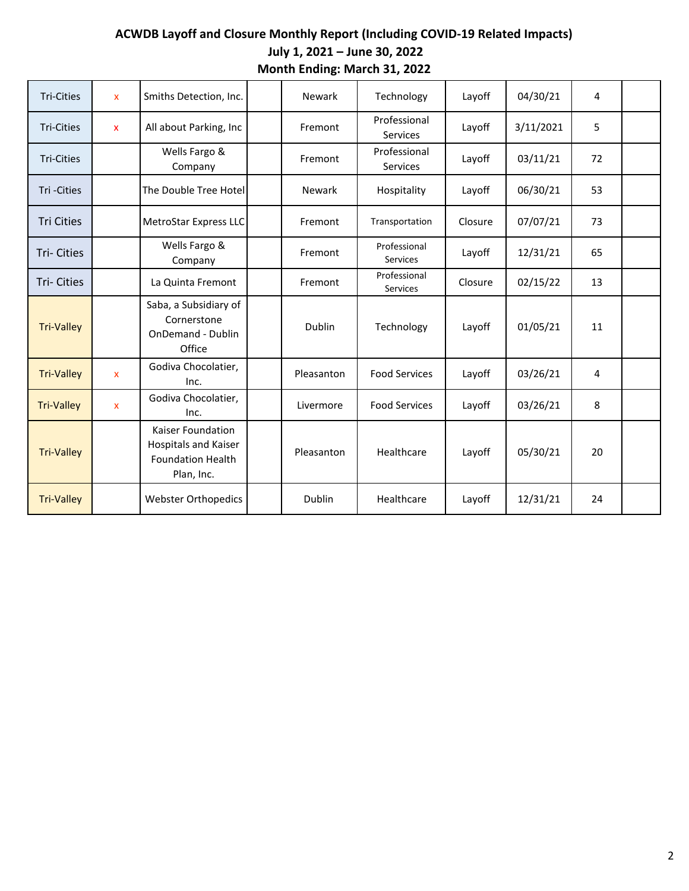**ACWDB Layoff and Closure Monthly Report (Including COVID-19 Related Impacts)**
**July 1, 2021 – June 30, 2022**
**Month Ending: March 31, 2022**

| | | | | | | | | | |
|---|---|---|---|---|---|---|---|---|---|
| Tri-Cities | x | Smiths Detection, Inc. | | Newark | Technology | Layoff | 04/30/21 | 4 | |
| Tri-Cities | x | All about Parking, Inc | | Fremont | Professional Services | Layoff | 3/11/2021 | 5 | |
| Tri-Cities | | Wells Fargo & Company | | Fremont | Professional Services | Layoff | 03/11/21 | 72 | |
| Tri -Cities | | The Double Tree Hotel | | Newark | Hospitality | Layoff | 06/30/21 | 53 | |
| Tri Cities | | MetroStar Express LLC | | Fremont | Transportation | Closure | 07/07/21 | 73 | |
| Tri- Cities | | Wells Fargo & Company | | Fremont | Professional Services | Layoff | 12/31/21 | 65 | |
| Tri- Cities | | La Quinta Fremont | | Fremont | Professional Services | Closure | 02/15/22 | 13 | |
| Tri-Valley | | Saba, a Subsidiary of Cornerstone OnDemand - Dublin Office | | Dublin | Technology | Layoff | 01/05/21 | 11 | |
| Tri-Valley | x | Godiva Chocolatier, Inc. | | Pleasanton | Food Services | Layoff | 03/26/21 | 4 | |
| Tri-Valley | x | Godiva Chocolatier, Inc. | | Livermore | Food Services | Layoff | 03/26/21 | 8 | |
| Tri-Valley | | Kaiser Foundation Hospitals and Kaiser Foundation Health Plan, Inc. | | Pleasanton | Healthcare | Layoff | 05/30/21 | 20 | |
| Tri-Valley | | Webster Orthopedics | | Dublin | Healthcare | Layoff | 12/31/21 | 24 | |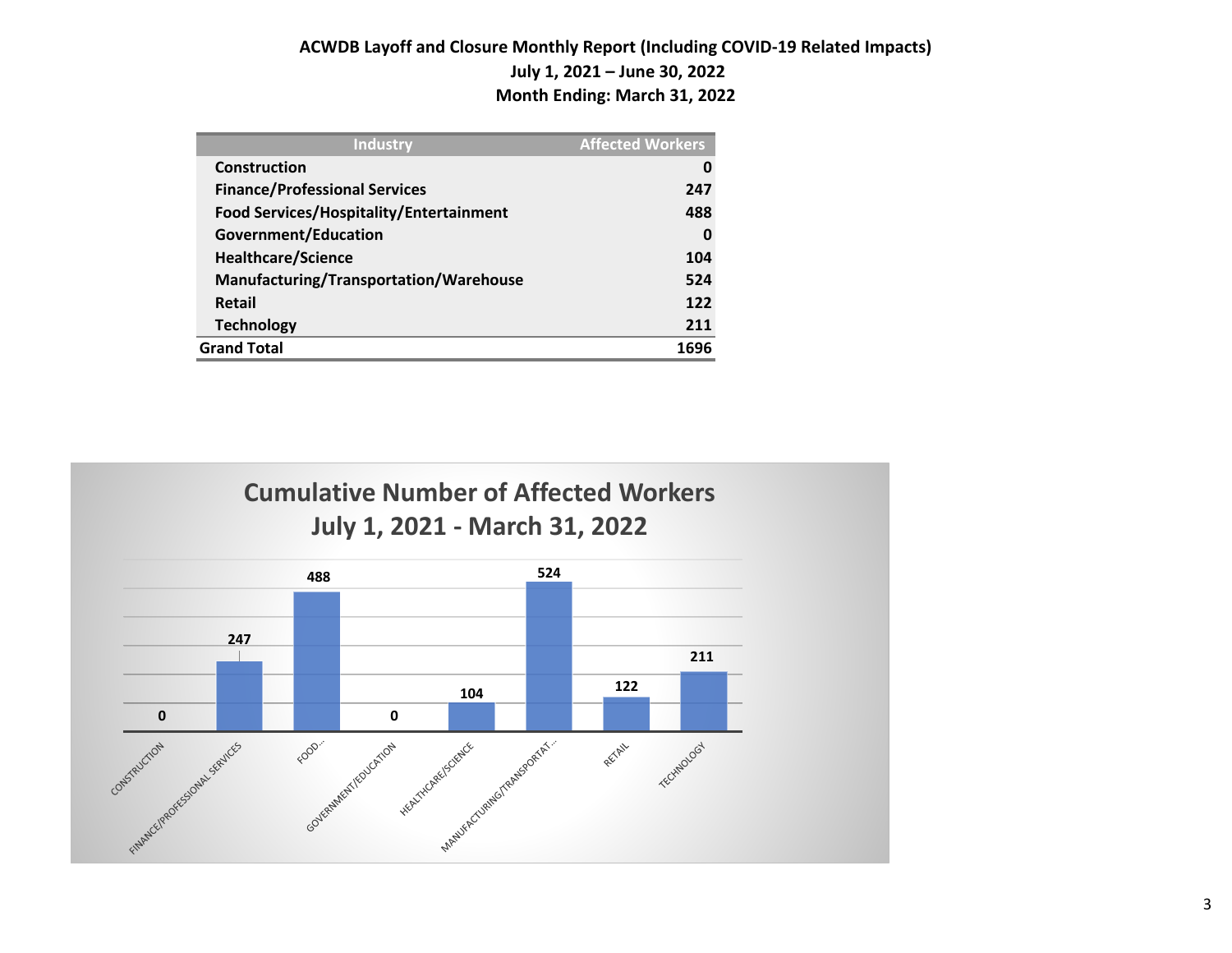**ACWDB Layoff and Closure Monthly Report (Including COVID-19 Related Impacts)**

**July 1, 2021 – June 30, 2022**

**Month Ending: March 31, 2022**

| Industry | Affected Workers |
|---|---|
| Construction | 0 |
| Finance/Professional Services | 247 |
| Food Services/Hospitality/Entertainment | 488 |
| Government/Education | 0 |
| Healthcare/Science | 104 |
| Manufacturing/Transportation/Warehouse | 524 |
| Retail | 122 |
| Technology | 211 |
| **Grand Total** | **1696** |

**Cumulative Number of Affected Workers**
**July 1, 2021 - March 31, 2022**

| Industry | Affected Workers |
|---|---|
| CONSTRUCTION | 0 |
| FINANCE/PROFESSIONAL SERVICES | 247 |
| FOOD... | 488 |
| GOVERNMENT/EDUCATION | 0 |
| HEALTHCARE/SCIENCE | 104 |
| MANUFACTURING/TRANSPORTAT... | 524 |
| RETAIL | 122 |
| TECHNOLOGY | 211 |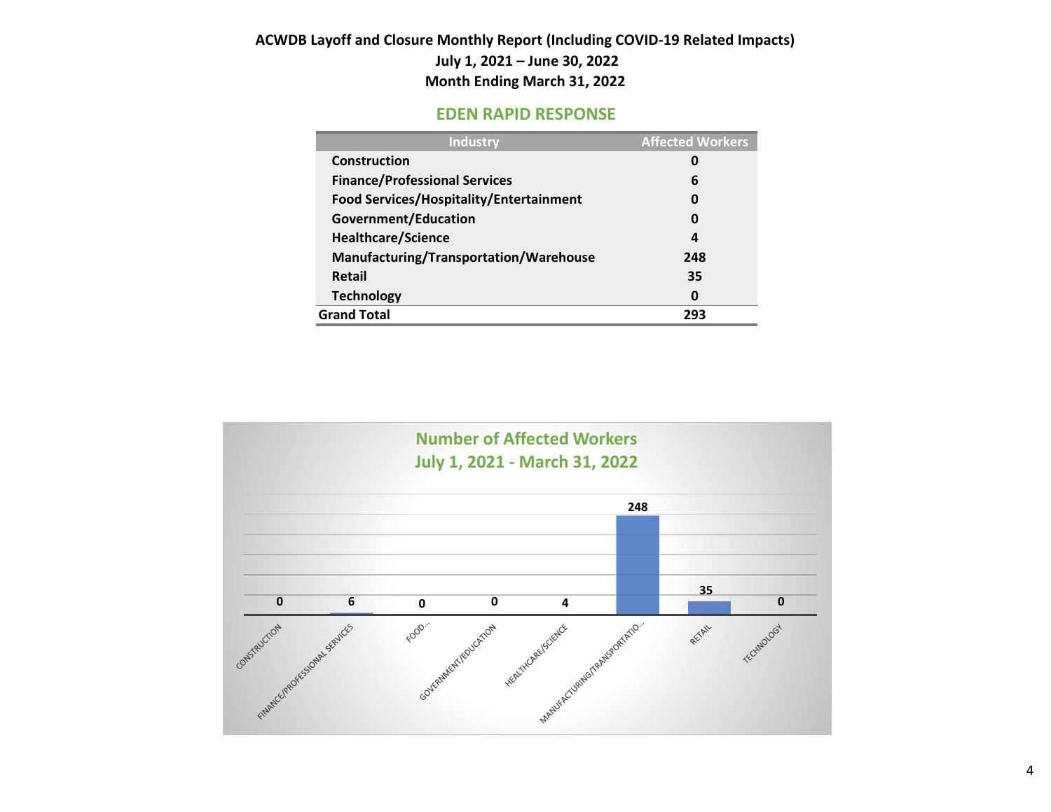**ACWDB Layoff and Closure Monthly Report (Including COVID-19 Related Impacts)**
**July 1, 2021 – June 30, 2022**
**Month Ending March 31, 2022**

## EDEN RAPID RESPONSE

| Industry | Affected Workers |
|---|---|
| Construction | 0 |
| Finance/Professional Services | 6 |
| Food Services/Hospitality/Entertainment | 0 |
| Government/Education | 0 |
| Healthcare/Science | 4 |
| Manufacturing/Transportation/Warehouse | 248 |
| Retail | 35 |
| Technology | 0 |
| **Grand Total** | **293** |

**Number of Affected Workers**
**July 1, 2021 - March 31, 2022**

| Industry | Affected Workers |
|---|---|
| CONSTRUCTION | 0 |
| FINANCE/PROFESSIONAL SERVICES | 6 |
| FOOD... | 0 |
| GOVERNMENT/EDUCATION | 0 |
| HEALTHCARE/SCIENCE | 4 |
| MANUFACTURING/TRANSPORTATIO... | 248 |
| RETAIL | 35 |
| TECHNOLOGY | 0 |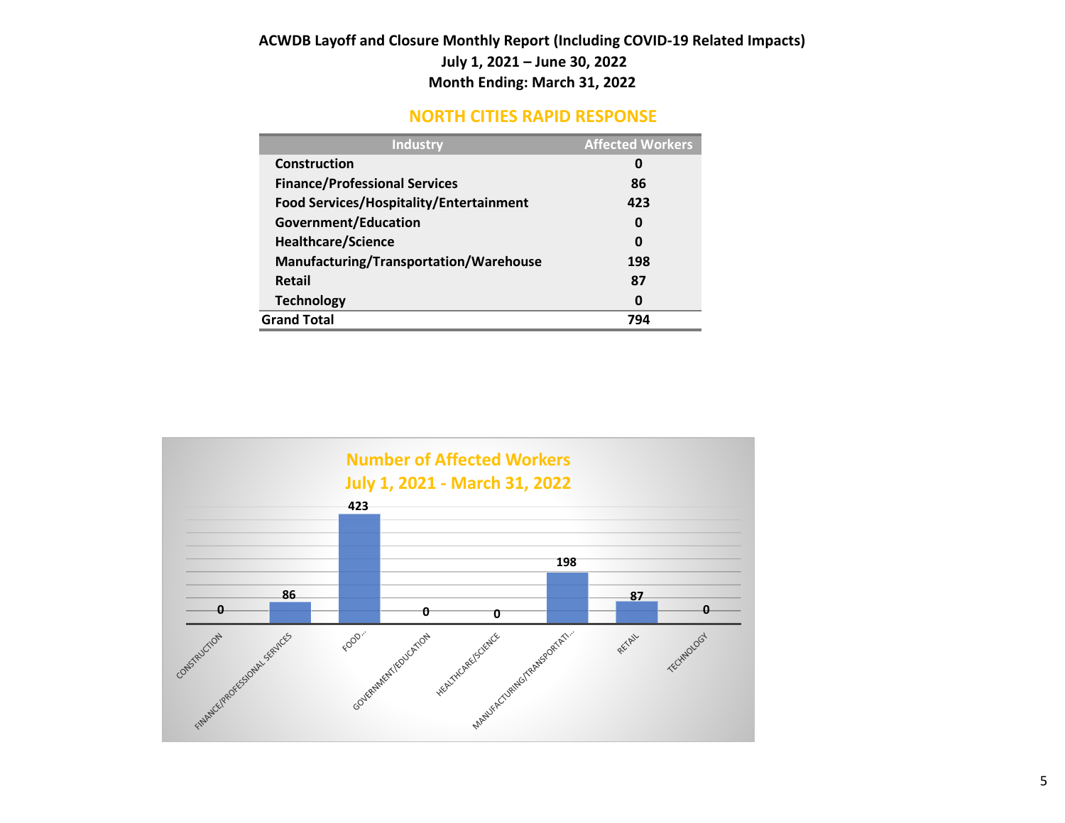**ACWDB Layoff and Closure Monthly Report (Including COVID-19 Related Impacts)**
**July 1, 2021 – June 30, 2022**
**Month Ending: March 31, 2022**

## NORTH CITIES RAPID RESPONSE

| Industry | Affected Workers |
|---|---|
| Construction | 0 |
| Finance/Professional Services | 86 |
| Food Services/Hospitality/Entertainment | 423 |
| Government/Education | 0 |
| Healthcare/Science | 0 |
| Manufacturing/Transportation/Warehouse | 198 |
| Retail | 87 |
| Technology | 0 |
| **Grand Total** | **794** |

**Number of Affected Workers**
**July 1, 2021 - March 31, 2022**

| Industry | Affected Workers |
|---|---|
| CONSTRUCTION | 0 |
| FINANCE/PROFESSIONAL SERVICES | 86 |
| FOOD... | 423 |
| GOVERNMENT/EDUCATION | 0 |
| HEALTHCARE/SCIENCE | 0 |
| MANUFACTURING/TRANSPORTATI... | 198 |
| RETAIL | 87 |
| TECHNOLOGY | 0 |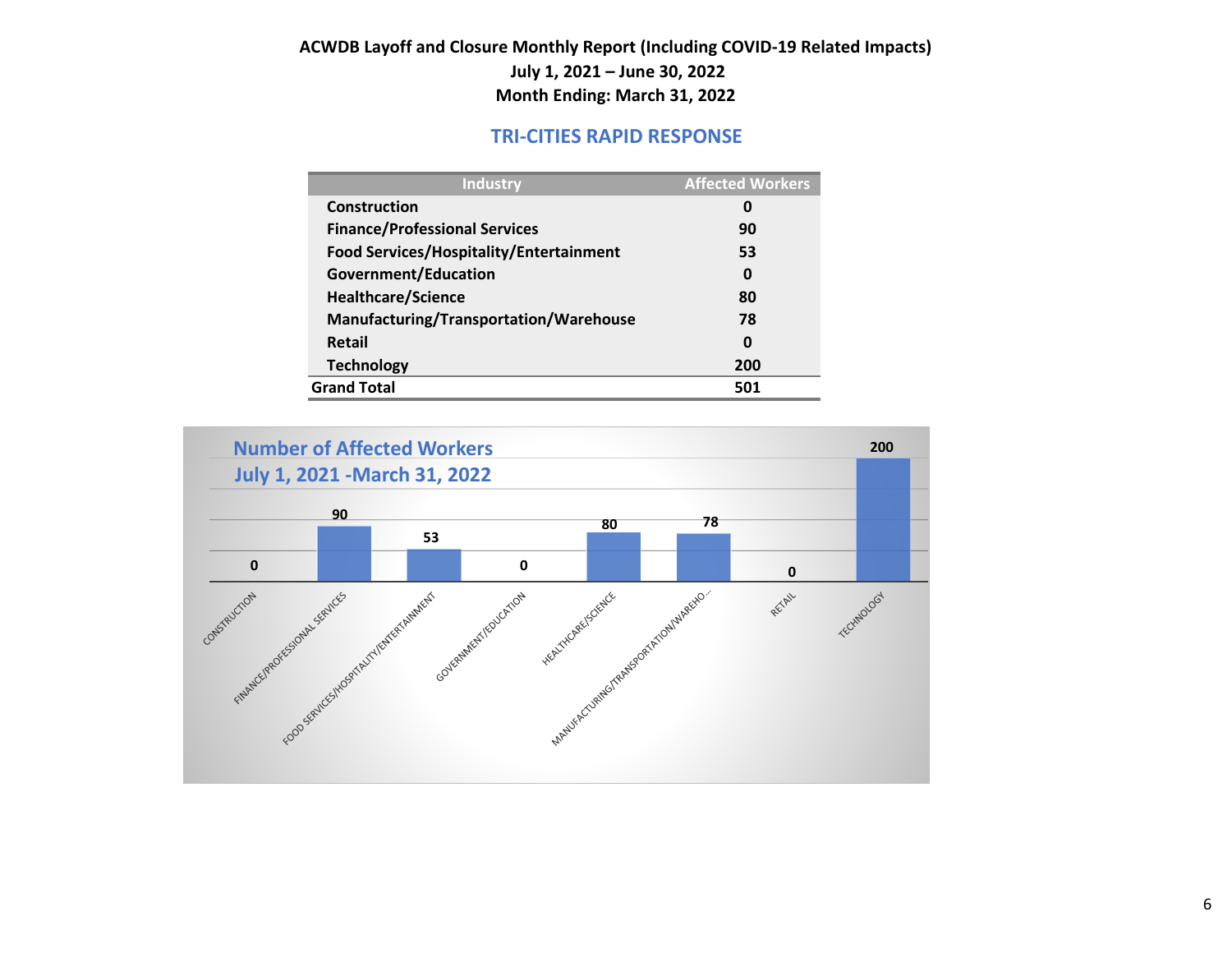**ACWDB Layoff and Closure Monthly Report (Including COVID-19 Related Impacts)**
**July 1, 2021 – June 30, 2022**
**Month Ending: March 31, 2022**

## TRI-CITIES RAPID RESPONSE

| Industry | Affected Workers |
|---|---|
| Construction | 0 |
| Finance/Professional Services | 90 |
| Food Services/Hospitality/Entertainment | 53 |
| Government/Education | 0 |
| Healthcare/Science | 80 |
| Manufacturing/Transportation/Warehouse | 78 |
| Retail | 0 |
| Technology | 200 |
| **Grand Total** | **501** |

**Number of Affected Workers**
**July 1, 2021 -March 31, 2022**

| Industry | Affected Workers |
|---|---|
| CONSTRUCTION | 0 |
| FINANCE/PROFESSIONAL SERVICES | 90 |
| FOOD SERVICES/HOSPITALITY/ENTERTAINMENT | 53 |
| GOVERNMENT/EDUCATION | 0 |
| HEALTHCARE/SCIENCE | 80 |
| MANUFACTURING/TRANSPORTATION/WAREHO... | 78 |
| RETAIL | 0 |
| TECHNOLOGY | 200 |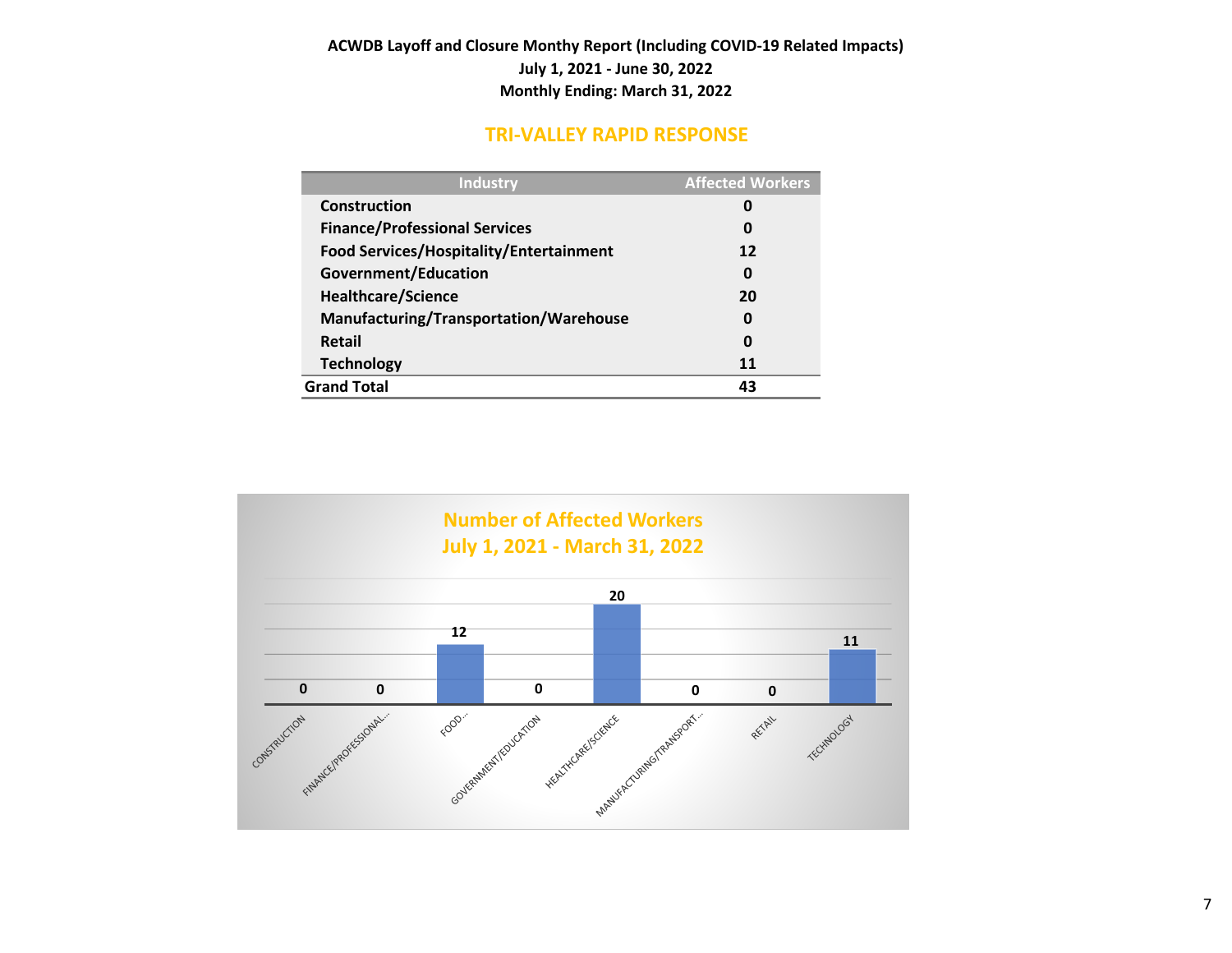**ACWDB Layoff and Closure Monthy Report (Including COVID-19 Related Impacts)**
**July 1, 2021 - June 30, 2022**
**Monthly Ending: March 31, 2022**

## TRI-VALLEY RAPID RESPONSE

| Industry | Affected Workers |
|---|---|
| Construction | 0 |
| Finance/Professional Services | 0 |
| Food Services/Hospitality/Entertainment | 12 |
| Government/Education | 0 |
| Healthcare/Science | 20 |
| Manufacturing/Transportation/Warehouse | 0 |
| Retail | 0 |
| Technology | 11 |
| **Grand Total** | **43** |

Number of Affected Workers
July 1, 2021 - March 31, 2022

0
0
12
0
20
0
0
11

CONSTRUCTION
FINANCE/PROFESSIONAL...
FOOD...
GOVERNMENT/EDUCATION
HEALTHCARE/SCIENCE
MANUFACTURING/TRANSPORT...
RETAIL
TECHNOLOGY